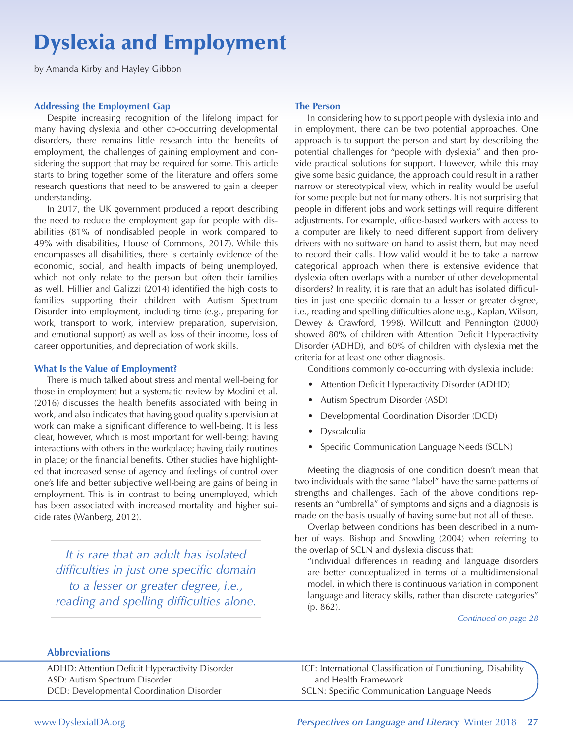# Dyslexia and Employment

by Amanda Kirby and Hayley Gibbon

### Addressing the Employment Gap

Despite increasing recognition of the lifelong impact for many having dyslexia and other co-occurring developmental disorders, there remains little research into the benefits of employment, the challenges of gaining employment and considering the support that may be required for some. This article starts to bring together some of the literature and offers some research questions that need to be answered to gain a deeper understanding.

In 2017, the UK government produced a report describing the need to reduce the employment gap for people with disabilities (81% of nondisabled people in work compared to 49% with disabilities, House of Commons, 2017). While this encompasses all disabilities, there is certainly evidence of the economic, social, and health impacts of being unemployed, which not only relate to the person but often their families as well. Hillier and Galizzi (2014) identified the high costs to families supporting their children with Autism Spectrum Disorder into employment, including time (e.g., preparing for work, transport to work, interview preparation, supervision, and emotional support) as well as loss of their income, loss of career opportunities, and depreciation of work skills.

### What Is the Value of Employment?

There is much talked about stress and mental well-being for those in employment but a systematic review by Modini et al. (2016) discusses the health benefits associated with being in work, and also indicates that having good quality supervision at work can make a significant difference to well-being. It is less clear, however, which is most important for well-being: having interactions with others in the workplace; having daily routines in place; or the financial benefits. Other studies have highlighted that increased sense of agency and feelings of control over one's life and better subjective well-being are gains of being in employment. This is in contrast to being unemployed, which has been associated with increased mortality and higher suicide rates (Wanberg, 2012).

> *It is rare that an adult has isolated difficulties in just one specific domain to a lesser or greater degree, i.e., reading and spelling difficulties alone.*

### The Person

In considering how to support people with dyslexia into and in employment, there can be two potential approaches. One approach is to support the person and start by describing the potential challenges for "people with dyslexia" and then provide practical solutions for support. However, while this may give some basic guidance, the approach could result in a rather narrow or stereotypical view, which in reality would be useful for some people but not for many others. It is not surprising that people in different jobs and work settings will require different adjustments. For example, office-based workers with access to a computer are likely to need different support from delivery drivers with no software on hand to assist them, but may need to record their calls. How valid would it be to take a narrow categorical approach when there is extensive evidence that dyslexia often overlaps with a number of other developmental disorders? In reality, it is rare that an adult has isolated difficulties in just one specific domain to a lesser or greater degree, i.e., reading and spelling difficulties alone (e.g., Kaplan, Wilson, Dewey & Crawford, 1998). Willcutt and Pennington (2000) showed 80% of children with Attention Deficit Hyperactivity Disorder (ADHD), and 60% of children with dyslexia met the criteria for at least one other diagnosis.

Conditions commonly co-occurring with dyslexia include:

- Attention Deficit Hyperactivity Disorder (ADHD)
- Autism Spectrum Disorder (ASD)
- Developmental Coordination Disorder (DCD)
- Dyscalculia
- Specific Communication Language Needs (SCLN)

Meeting the diagnosis of one condition doesn't mean that two individuals with the same "label" have the same patterns of strengths and challenges. Each of the above conditions represents an "umbrella" of symptoms and signs and a diagnosis is made on the basis usually of having some but not all of these.

Overlap between conditions has been described in a number of ways. Bishop and Snowling (2004) when referring to the overlap of SCLN and dyslexia discuss that:

> "individual differences in reading and language disorders are better conceptualized in terms of a multidimensional model, in which there is continuous variation in component language and literacy skills, rather than discrete categories" (p. 862).

*Continued on page 28*

### Abbreviations

ADHD: Attention Deficit Hyperactivity Disorder
ASD: Autism Spectrum Disorder
DCD: Developmental Coordination Disorder
ICF: International Classification of Functioning, Disability and Health Framework
SCLN: Specific Communication Language Needs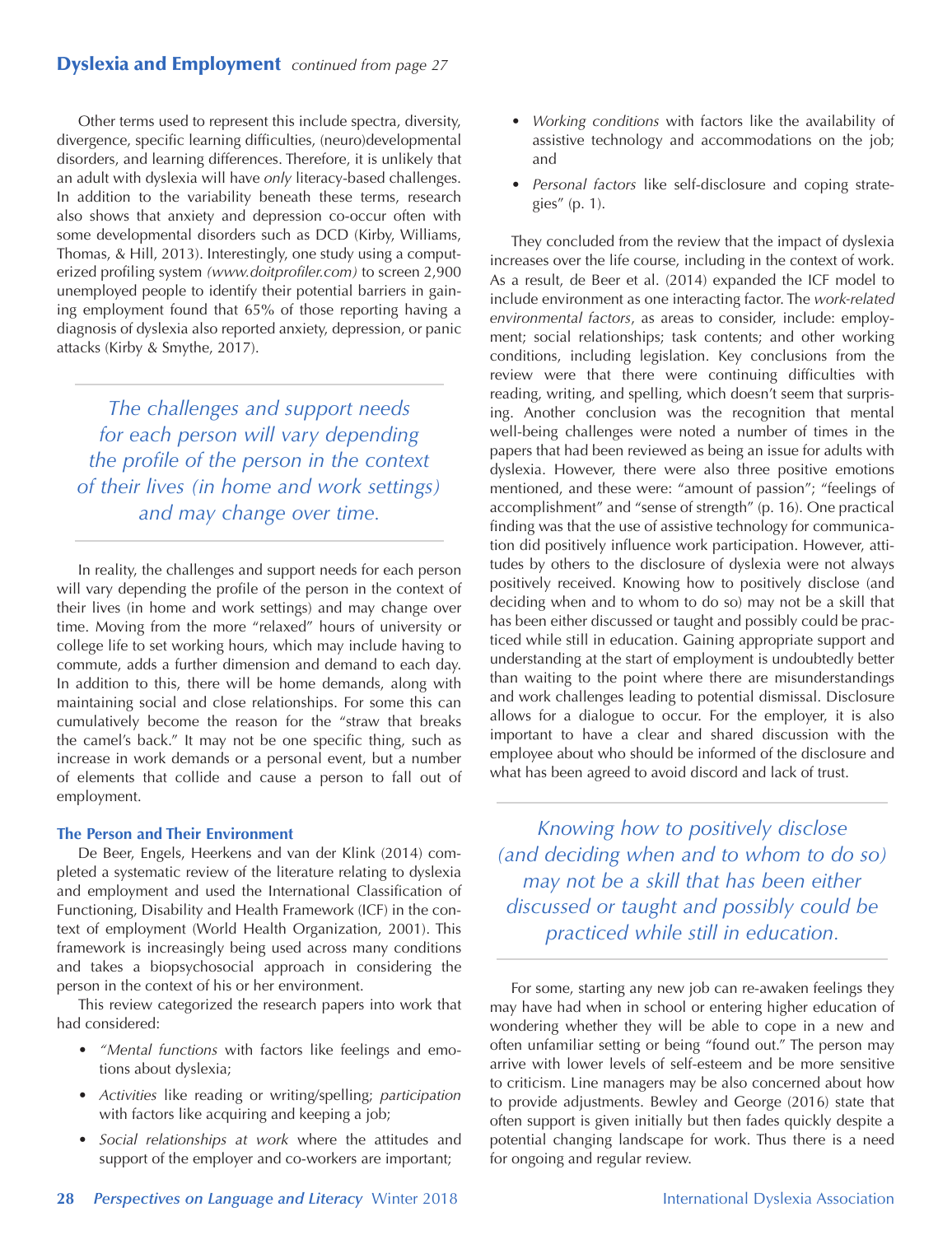## Dyslexia and Employment *continued from page 27*

Other terms used to represent this include spectra, diversity, divergence, specific learning difficulties, (neuro)developmental disorders, and learning differences. Therefore, it is unlikely that an adult with dyslexia will have *only* literacy-based challenges. In addition to the variability beneath these terms, research also shows that anxiety and depression co-occur often with some developmental disorders such as DCD (Kirby, Williams, Thomas, & Hill, 2013). Interestingly, one study using a computerized profiling system *(www.doitprofiler.com)* to screen 2,900 unemployed people to identify their potential barriers in gaining employment found that 65% of those reporting having a diagnosis of dyslexia also reported anxiety, depression, or panic attacks (Kirby & Smythe, 2017).

> *The challenges and support needs for each person will vary depending the profile of the person in the context of their lives (in home and work settings) and may change over time.*

In reality, the challenges and support needs for each person will vary depending the profile of the person in the context of their lives (in home and work settings) and may change over time. Moving from the more "relaxed" hours of university or college life to set working hours, which may include having to commute, adds a further dimension and demand to each day. In addition to this, there will be home demands, along with maintaining social and close relationships. For some this can cumulatively become the reason for the "straw that breaks the camel's back." It may not be one specific thing, such as increase in work demands or a personal event, but a number of elements that collide and cause a person to fall out of employment.

### The Person and Their Environment

De Beer, Engels, Heerkens and van der Klink (2014) completed a systematic review of the literature relating to dyslexia and employment and used the International Classification of Functioning, Disability and Health Framework (ICF) in the context of employment (World Health Organization, 2001). This framework is increasingly being used across many conditions and takes a biopsychosocial approach in considering the person in the context of his or her environment.

This review categorized the research papers into work that had considered:

- "*Mental functions* with factors like feelings and emotions about dyslexia;
- *Activities* like reading or writing/spelling; *participation* with factors like acquiring and keeping a job;
- *Social relationships at work* where the attitudes and support of the employer and co-workers are important;
- *Working conditions* with factors like the availability of assistive technology and accommodations on the job; and
- *Personal factors* like self-disclosure and coping strategies" (p. 1).

They concluded from the review that the impact of dyslexia increases over the life course, including in the context of work. As a result, de Beer et al. (2014) expanded the ICF model to include environment as one interacting factor. The *work-related environmental factors*, as areas to consider, include: employment; social relationships; task contents; and other working conditions, including legislation. Key conclusions from the review were that there were continuing difficulties with reading, writing, and spelling, which doesn't seem that surprising. Another conclusion was the recognition that mental well-being challenges were noted a number of times in the papers that had been reviewed as being an issue for adults with dyslexia. However, there were also three positive emotions mentioned, and these were: "amount of passion"; "feelings of accomplishment" and "sense of strength" (p. 16). One practical finding was that the use of assistive technology for communication did positively influence work participation. However, attitudes by others to the disclosure of dyslexia were not always positively received. Knowing how to positively disclose (and deciding when and to whom to do so) may not be a skill that has been either discussed or taught and possibly could be practiced while still in education. Gaining appropriate support and understanding at the start of employment is undoubtedly better than waiting to the point where there are misunderstandings and work challenges leading to potential dismissal. Disclosure allows for a dialogue to occur. For the employer, it is also important to have a clear and shared discussion with the employee about who should be informed of the disclosure and what has been agreed to avoid discord and lack of trust.

> *Knowing how to positively disclose (and deciding when and to whom to do so) may not be a skill that has been either discussed or taught and possibly could be practiced while still in education.*

For some, starting any new job can re-awaken feelings they may have had when in school or entering higher education of wondering whether they will be able to cope in a new and often unfamiliar setting or being "found out." The person may arrive with lower levels of self-esteem and be more sensitive to criticism. Line managers may be also concerned about how to provide adjustments. Bewley and George (2016) state that often support is given initially but then fades quickly despite a potential changing landscape for work. Thus there is a need for ongoing and regular review.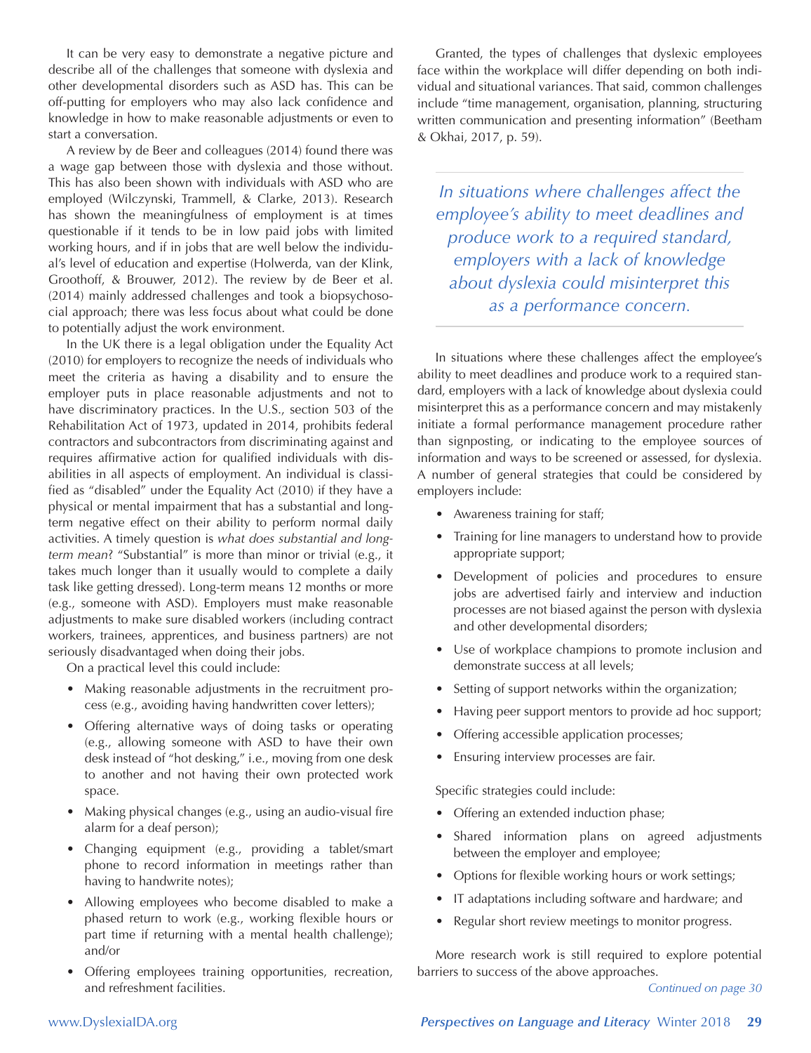It can be very easy to demonstrate a negative picture and describe all of the challenges that someone with dyslexia and other developmental disorders such as ASD has. This can be off-putting for employers who may also lack confidence and knowledge in how to make reasonable adjustments or even to start a conversation.

A review by de Beer and colleagues (2014) found there was a wage gap between those with dyslexia and those without. This has also been shown with individuals with ASD who are employed (Wilczynski, Trammell, & Clarke, 2013). Research has shown the meaningfulness of employment is at times questionable if it tends to be in low paid jobs with limited working hours, and if in jobs that are well below the individual's level of education and expertise (Holwerda, van der Klink, Groothoff, & Brouwer, 2012). The review by de Beer et al. (2014) mainly addressed challenges and took a biopsychosocial approach; there was less focus about what could be done to potentially adjust the work environment.

In the UK there is a legal obligation under the Equality Act (2010) for employers to recognize the needs of individuals who meet the criteria as having a disability and to ensure the employer puts in place reasonable adjustments and not to have discriminatory practices. In the U.S., section 503 of the Rehabilitation Act of 1973, updated in 2014, prohibits federal contractors and subcontractors from discriminating against and requires affirmative action for qualified individuals with disabilities in all aspects of employment. An individual is classified as "disabled" under the Equality Act (2010) if they have a physical or mental impairment that has a substantial and long-term negative effect on their ability to perform normal daily activities. A timely question is *what does substantial and long-term mean*? "Substantial" is more than minor or trivial (e.g., it takes much longer than it usually would to complete a daily task like getting dressed). Long-term means 12 months or more (e.g., someone with ASD). Employers must make reasonable adjustments to make sure disabled workers (including contract workers, trainees, apprentices, and business partners) are not seriously disadvantaged when doing their jobs.

On a practical level this could include:

- Making reasonable adjustments in the recruitment process (e.g., avoiding having handwritten cover letters);
- Offering alternative ways of doing tasks or operating (e.g., allowing someone with ASD to have their own desk instead of "hot desking," i.e., moving from one desk to another and not having their own protected work space.
- Making physical changes (e.g., using an audio-visual fire alarm for a deaf person);
- Changing equipment (e.g., providing a tablet/smart phone to record information in meetings rather than having to handwrite notes);
- Allowing employees who become disabled to make a phased return to work (e.g., working flexible hours or part time if returning with a mental health challenge); and/or
- Offering employees training opportunities, recreation, and refreshment facilities.

Granted, the types of challenges that dyslexic employees face within the workplace will differ depending on both individual and situational variances. That said, common challenges include "time management, organisation, planning, structuring written communication and presenting information" (Beetham & Okhai, 2017, p. 59).

> *In situations where challenges affect the employee's ability to meet deadlines and produce work to a required standard, employers with a lack of knowledge about dyslexia could misinterpret this as a performance concern.*

In situations where these challenges affect the employee's ability to meet deadlines and produce work to a required standard, employers with a lack of knowledge about dyslexia could misinterpret this as a performance concern and may mistakenly initiate a formal performance management procedure rather than signposting, or indicating to the employee sources of information and ways to be screened or assessed, for dyslexia. A number of general strategies that could be considered by employers include:

- Awareness training for staff;
- Training for line managers to understand how to provide appropriate support;
- Development of policies and procedures to ensure jobs are advertised fairly and interview and induction processes are not biased against the person with dyslexia and other developmental disorders;
- Use of workplace champions to promote inclusion and demonstrate success at all levels;
- Setting of support networks within the organization;
- Having peer support mentors to provide ad hoc support;
- Offering accessible application processes;
- Ensuring interview processes are fair.

Specific strategies could include:

- Offering an extended induction phase;
- Shared information plans on agreed adjustments between the employer and employee;
- Options for flexible working hours or work settings;
- IT adaptations including software and hardware; and
- Regular short review meetings to monitor progress.

More research work is still required to explore potential barriers to success of the above approaches.

*Continued on page 30*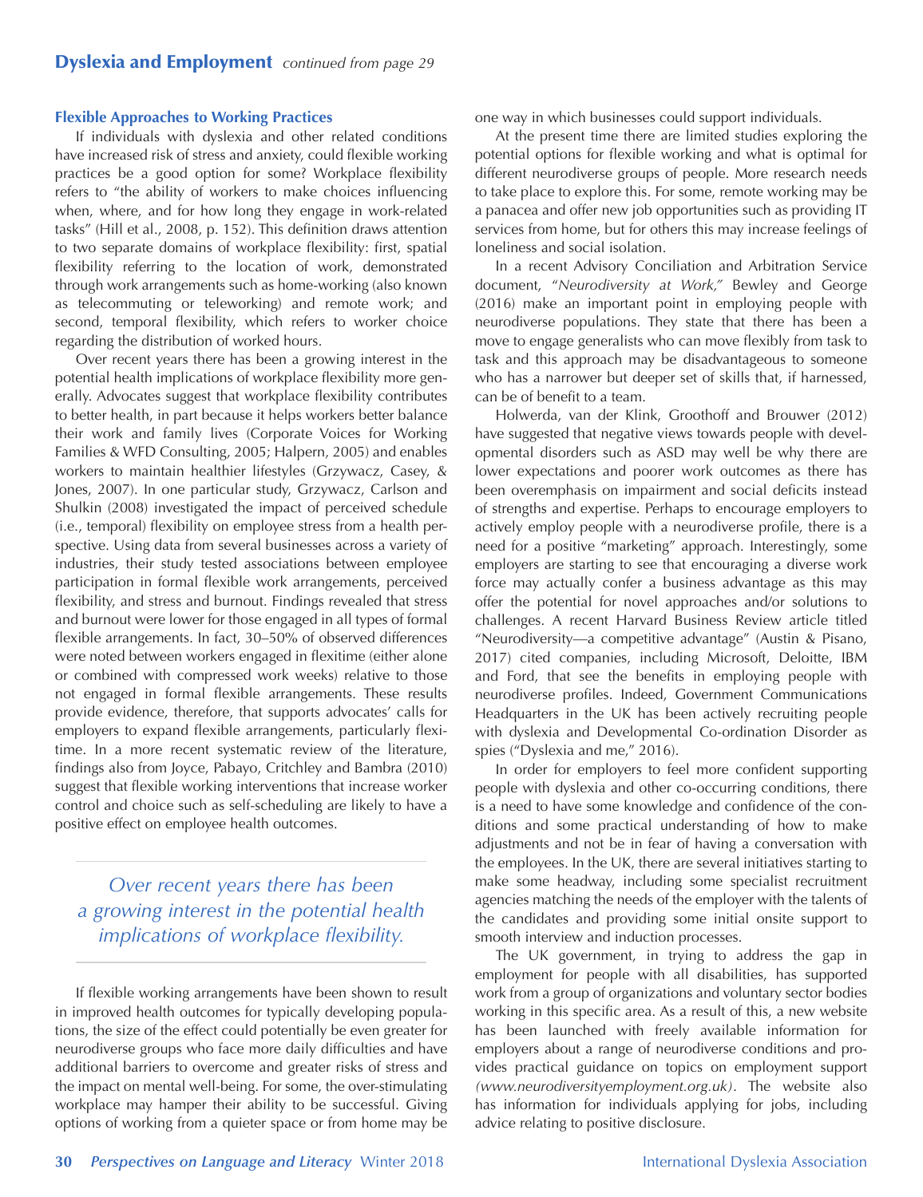## Flexible Approaches to Working Practices

If individuals with dyslexia and other related conditions have increased risk of stress and anxiety, could flexible working practices be a good option for some? Workplace flexibility refers to "the ability of workers to make choices influencing when, where, and for how long they engage in work-related tasks" (Hill et al., 2008, p. 152). This definition draws attention to two separate domains of workplace flexibility: first, spatial flexibility referring to the location of work, demonstrated through work arrangements such as home-working (also known as telecommuting or teleworking) and remote work; and second, temporal flexibility, which refers to worker choice regarding the distribution of worked hours.

Over recent years there has been a growing interest in the potential health implications of workplace flexibility more generally. Advocates suggest that workplace flexibility contributes to better health, in part because it helps workers better balance their work and family lives (Corporate Voices for Working Families & WFD Consulting, 2005; Halpern, 2005) and enables workers to maintain healthier lifestyles (Grzywacz, Casey, & Jones, 2007). In one particular study, Grzywacz, Carlson and Shulkin (2008) investigated the impact of perceived schedule (i.e., temporal) flexibility on employee stress from a health perspective. Using data from several businesses across a variety of industries, their study tested associations between employee participation in formal flexible work arrangements, perceived flexibility, and stress and burnout. Findings revealed that stress and burnout were lower for those engaged in all types of formal flexible arrangements. In fact, 30–50% of observed differences were noted between workers engaged in flexitime (either alone or combined with compressed work weeks) relative to those not engaged in formal flexible arrangements. These results provide evidence, therefore, that supports advocates' calls for employers to expand flexible arrangements, particularly flexitime. In a more recent systematic review of the literature, findings also from Joyce, Pabayo, Critchley and Bambra (2010) suggest that flexible working interventions that increase worker control and choice such as self-scheduling are likely to have a positive effect on employee health outcomes.

> *Over recent years there has been a growing interest in the potential health implications of workplace flexibility.*

If flexible working arrangements have been shown to result in improved health outcomes for typically developing populations, the size of the effect could potentially be even greater for neurodiverse groups who face more daily difficulties and have additional barriers to overcome and greater risks of stress and the impact on mental well-being. For some, the over-stimulating workplace may hamper their ability to be successful. Giving options of working from a quieter space or from home may be one way in which businesses could support individuals.

At the present time there are limited studies exploring the potential options for flexible working and what is optimal for different neurodiverse groups of people. More research needs to take place to explore this. For some, remote working may be a panacea and offer new job opportunities such as providing IT services from home, but for others this may increase feelings of loneliness and social isolation.

In a recent Advisory Conciliation and Arbitration Service document, "*Neurodiversity at Work,*" Bewley and George (2016) make an important point in employing people with neurodiverse populations. They state that there has been a move to engage generalists who can move flexibly from task to task and this approach may be disadvantageous to someone who has a narrower but deeper set of skills that, if harnessed, can be of benefit to a team.

Holwerda, van der Klink, Groothoff and Brouwer (2012) have suggested that negative views towards people with developmental disorders such as ASD may well be why there are lower expectations and poorer work outcomes as there has been overemphasis on impairment and social deficits instead of strengths and expertise. Perhaps to encourage employers to actively employ people with a neurodiverse profile, there is a need for a positive "marketing" approach. Interestingly, some employers are starting to see that encouraging a diverse work force may actually confer a business advantage as this may offer the potential for novel approaches and/or solutions to challenges. A recent Harvard Business Review article titled "Neurodiversity—a competitive advantage" (Austin & Pisano, 2017) cited companies, including Microsoft, Deloitte, IBM and Ford, that see the benefits in employing people with neurodiverse profiles. Indeed, Government Communications Headquarters in the UK has been actively recruiting people with dyslexia and Developmental Co-ordination Disorder as spies ("Dyslexia and me," 2016).

In order for employers to feel more confident supporting people with dyslexia and other co-occurring conditions, there is a need to have some knowledge and confidence of the conditions and some practical understanding of how to make adjustments and not be in fear of having a conversation with the employees. In the UK, there are several initiatives starting to make some headway, including some specialist recruitment agencies matching the needs of the employer with the talents of the candidates and providing some initial onsite support to smooth interview and induction processes.

The UK government, in trying to address the gap in employment for people with all disabilities, has supported work from a group of organizations and voluntary sector bodies working in this specific area. As a result of this, a new website has been launched with freely available information for employers about a range of neurodiverse conditions and provides practical guidance on topics on employment support *(www.neurodiversityemployment.org.uk)*. The website also has information for individuals applying for jobs, including advice relating to positive disclosure.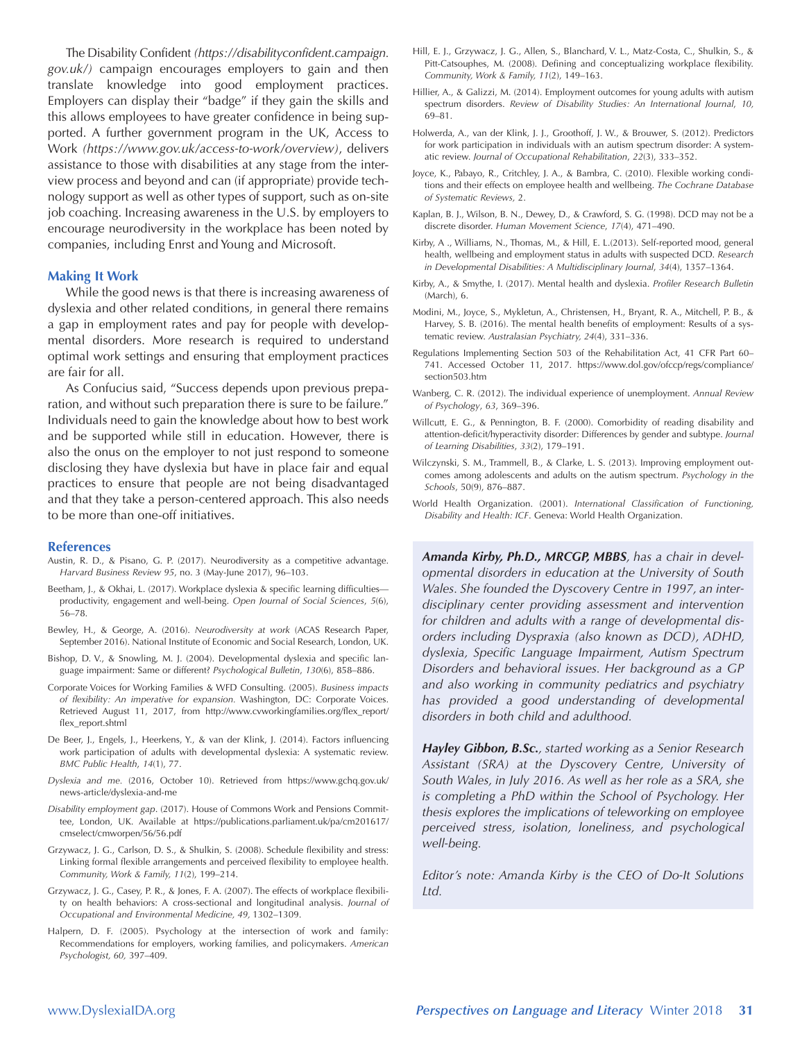The Disability Confident *(https://disabilityconfident.campaign.gov.uk/)* campaign encourages employers to gain and then translate knowledge into good employment practices. Employers can display their "badge" if they gain the skills and this allows employees to have greater confidence in being supported. A further government program in the UK, Access to Work *(https://www.gov.uk/access-to-work/overview)*, delivers assistance to those with disabilities at any stage from the interview process and beyond and can (if appropriate) provide technology support as well as other types of support, such as on-site job coaching. Increasing awareness in the U.S. by employers to encourage neurodiversity in the workplace has been noted by companies, including Enrst and Young and Microsoft.

### Making It Work

While the good news is that there is increasing awareness of dyslexia and other related conditions, in general there remains a gap in employment rates and pay for people with developmental disorders. More research is required to understand optimal work settings and ensuring that employment practices are fair for all.

As Confucius said, "Success depends upon previous preparation, and without such preparation there is sure to be failure." Individuals need to gain the knowledge about how to best work and be supported while still in education. However, there is also the onus on the employer to not just respond to someone disclosing they have dyslexia but have in place fair and equal practices to ensure that people are not being disadvantaged and that they take a person-centered approach. This also needs to be more than one-off initiatives.

### References

Austin, R. D., & Pisano, G. P. (2017). Neurodiversity as a competitive advantage. *Harvard Business Review 95*, no. 3 (May-June 2017), 96–103.

Beetham, J., & Okhai, L. (2017). Workplace dyslexia & specific learning difficulties—productivity, engagement and well-being. *Open Journal of Social Sciences*, *5*(6), 56–78.

Bewley, H., & George, A. (2016). *Neurodiversity at work* (ACAS Research Paper, September 2016). National Institute of Economic and Social Research, London, UK.

Bishop, D. V., & Snowling, M. J. (2004). Developmental dyslexia and specific language impairment: Same or different? *Psychological Bulletin*, *130*(6), 858–886.

Corporate Voices for Working Families & WFD Consulting. (2005). *Business impacts of flexibility: An imperative for expansion*. Washington, DC: Corporate Voices. Retrieved August 11, 2017, from http://www.cvworkingfamilies.org/flex_report/flex_report.shtml

De Beer, J., Engels, J., Heerkens, Y., & van der Klink, J. (2014). Factors influencing work participation of adults with developmental dyslexia: A systematic review. *BMC Public Health*, *14*(1), 77.

*Dyslexia and me*. (2016, October 10). Retrieved from https://www.gchq.gov.uk/news-article/dyslexia-and-me

*Disability employment gap*. (2017). House of Commons Work and Pensions Committee, London, UK. Available at https://publications.parliament.uk/pa/cm201617/cmselect/cmworpen/56/56.pdf

Grzywacz, J. G., Carlson, D. S., & Shulkin, S. (2008). Schedule flexibility and stress: Linking formal flexible arrangements and perceived flexibility to employee health. *Community, Work & Family, 11*(2), 199–214.

Grzywacz, J. G., Casey, P. R., & Jones, F. A. (2007). The effects of workplace flexibility on health behaviors: A cross-sectional and longitudinal analysis. *Journal of Occupational and Environmental Medicine, 49,* 1302–1309.

Halpern, D. F. (2005). Psychology at the intersection of work and family: Recommendations for employers, working families, and policymakers. *American Psychologist, 60,* 397–409.

Hill, E. J., Grzywacz, J. G., Allen, S., Blanchard, V. L., Matz-Costa, C., Shulkin, S., & Pitt-Catsouphes, M. (2008). Defining and conceptualizing workplace flexibility. *Community, Work & Family, 11*(2), 149–163.

Hillier, A., & Galizzi, M. (2014). Employment outcomes for young adults with autism spectrum disorders. *Review of Disability Studies: An International Journal, 10,* 69–81.

Holwerda, A., van der Klink, J. J., Groothoff, J. W., & Brouwer, S. (2012). Predictors for work participation in individuals with an autism spectrum disorder: A systematic review. *Journal of Occupational Rehabilitation*, *22*(3), 333–352.

Joyce, K., Pabayo, R., Critchley, J. A., & Bambra, C. (2010). Flexible working conditions and their effects on employee health and wellbeing. *The Cochrane Database of Systematic Reviews,* 2.

Kaplan, B. J., Wilson, B. N., Dewey, D., & Crawford, S. G. (1998). DCD may not be a discrete disorder. *Human Movement Science*, *17*(4), 471–490.

Kirby, A ., Williams, N., Thomas, M., & Hill, E. L.(2013). Self-reported mood, general health, wellbeing and employment status in adults with suspected DCD. *Research in Developmental Disabilities: A Multidisciplinary Journal*, *34*(4), 1357–1364.

Kirby, A., & Smythe, I. (2017). Mental health and dyslexia. *Profiler Research Bulletin* (March), 6.

Modini, M., Joyce, S., Mykletun, A., Christensen, H., Bryant, R. A., Mitchell, P. B., & Harvey, S. B. (2016). The mental health benefits of employment: Results of a systematic review. *Australasian Psychiatry, 24*(4), 331–336.

Regulations Implementing Section 503 of the Rehabilitation Act, 41 CFR Part 60–741. Accessed October 11, 2017. https://www.dol.gov/ofccp/regs/compliance/section503.htm

Wanberg, C. R. (2012). The individual experience of unemployment. *Annual Review of Psychology*, *63*, 369–396.

Willcutt, E. G., & Pennington, B. F. (2000). Comorbidity of reading disability and attention-deficit/hyperactivity disorder: Differences by gender and subtype. *Journal of Learning Disabilities*, *33*(2), 179–191.

Wilczynski, S. M., Trammell, B., & Clarke, L. S. (2013). Improving employment outcomes among adolescents and adults on the autism spectrum. *Psychology in the Schools*, 50(9), 876–887.

World Health Organization. (2001). *International Classification of Functioning, Disability and Health: ICF*. Geneva: World Health Organization.

***Amanda Kirby, Ph.D., MRCGP, MBBS**, has a chair in developmental disorders in education at the University of South Wales. She founded the Dyscovery Centre in 1997, an interdisciplinary center providing assessment and intervention for children and adults with a range of developmental disorders including Dyspraxia (also known as DCD), ADHD, dyslexia, Specific Language Impairment, Autism Spectrum Disorders and behavioral issues. Her background as a GP and also working in community pediatrics and psychiatry has provided a good understanding of developmental disorders in both child and adulthood.*

***Hayley Gibbon, B.Sc.**, started working as a Senior Research Assistant (SRA) at the Dyscovery Centre, University of South Wales, in July 2016. As well as her role as a SRA, she is completing a PhD within the School of Psychology. Her thesis explores the implications of teleworking on employee perceived stress, isolation, loneliness, and psychological well-being.*

*Editor's note: Amanda Kirby is the CEO of Do-It Solutions Ltd.*